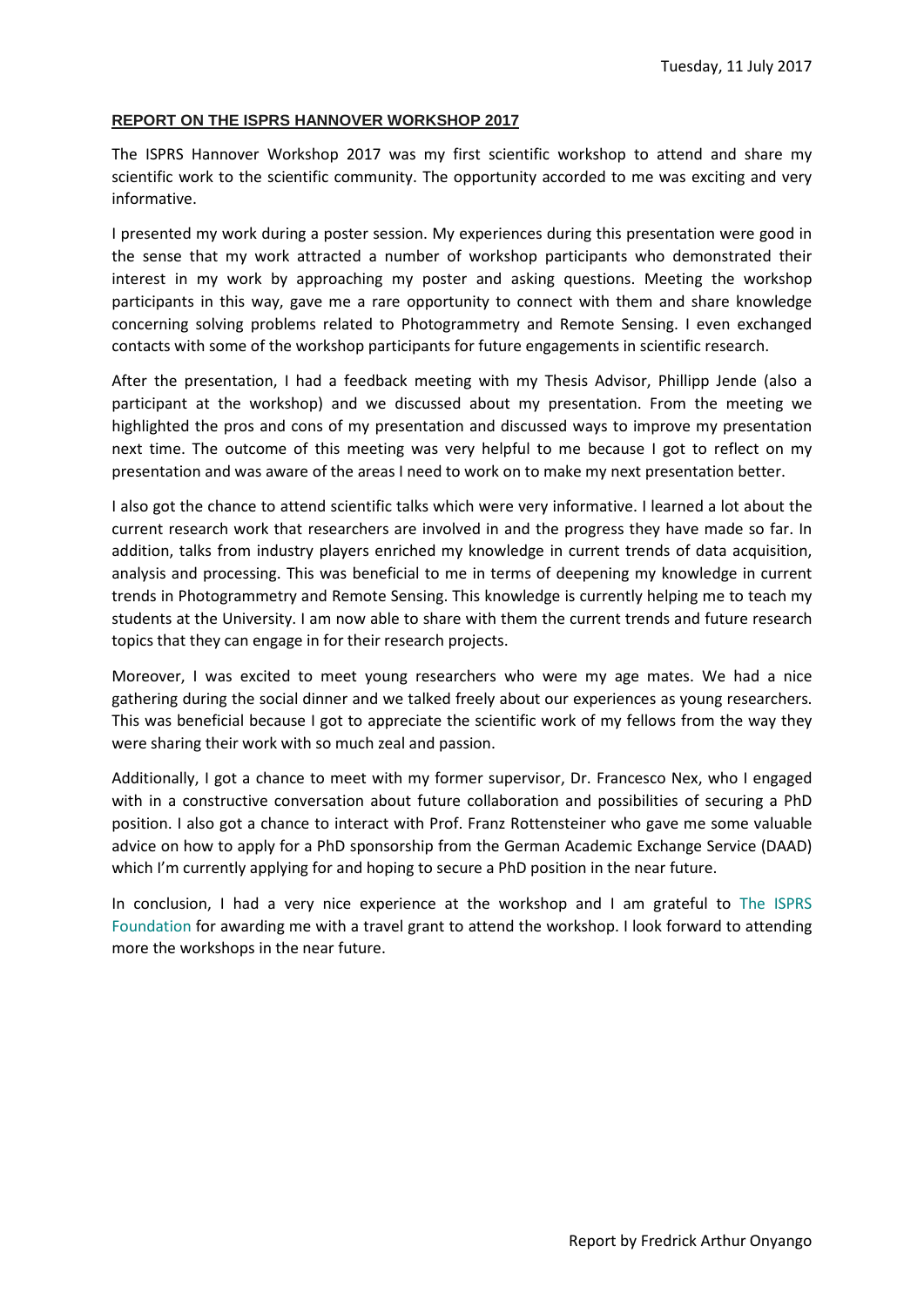Tuesday, 11 July 2017

**REPORT ON THE ISPRS HANNOVER WORKSHOP 2017**

The ISPRS Hannover Workshop 2017 was my first scientific workshop to attend and share my scientific work to the scientific community. The opportunity accorded to me was exciting and very informative.

I presented my work during a poster session. My experiences during this presentation were good in the sense that my work attracted a number of workshop participants who demonstrated their interest in my work by approaching my poster and asking questions. Meeting the workshop participants in this way, gave me a rare opportunity to connect with them and share knowledge concerning solving problems related to Photogrammetry and Remote Sensing. I even exchanged contacts with some of the workshop participants for future engagements in scientific research.

After the presentation, I had a feedback meeting with my Thesis Advisor, Phillipp Jende (also a participant at the workshop) and we discussed about my presentation. From the meeting we highlighted the pros and cons of my presentation and discussed ways to improve my presentation next time. The outcome of this meeting was very helpful to me because I got to reflect on my presentation and was aware of the areas I need to work on to make my next presentation better.

I also got the chance to attend scientific talks which were very informative. I learned a lot about the current research work that researchers are involved in and the progress they have made so far. In addition, talks from industry players enriched my knowledge in current trends of data acquisition, analysis and processing. This was beneficial to me in terms of deepening my knowledge in current trends in Photogrammetry and Remote Sensing. This knowledge is currently helping me to teach my students at the University. I am now able to share with them the current trends and future research topics that they can engage in for their research projects.

Moreover, I was excited to meet young researchers who were my age mates. We had a nice gathering during the social dinner and we talked freely about our experiences as young researchers. This was beneficial because I got to appreciate the scientific work of my fellows from the way they were sharing their work with so much zeal and passion.

Additionally, I got a chance to meet with my former supervisor, Dr. Francesco Nex, who I engaged with in a constructive conversation about future collaboration and possibilities of securing a PhD position. I also got a chance to interact with Prof. Franz Rottensteiner who gave me some valuable advice on how to apply for a PhD sponsorship from the German Academic Exchange Service (DAAD) which I'm currently applying for and hoping to secure a PhD position in the near future.

In conclusion, I had a very nice experience at the workshop and I am grateful to The ISPRS Foundation for awarding me with a travel grant to attend the workshop. I look forward to attending more the workshops in the near future.

Report by Fredrick Arthur Onyango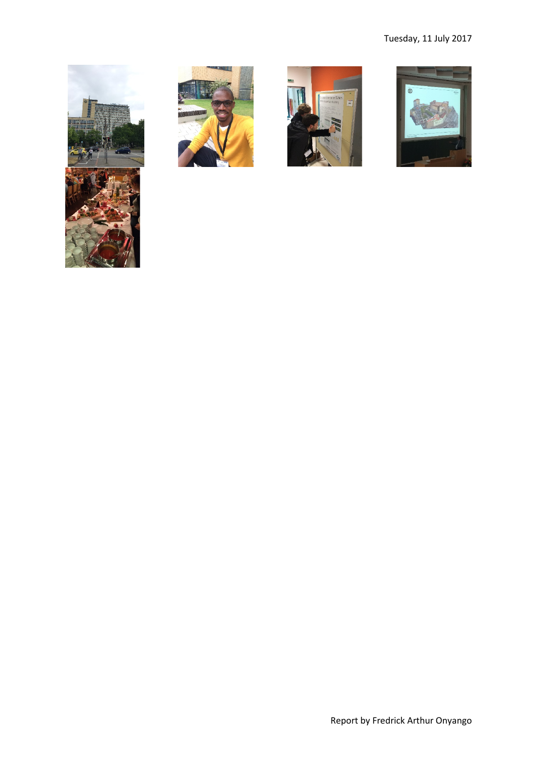Tuesday, 11 July 2017

Report by Fredrick Arthur Onyango